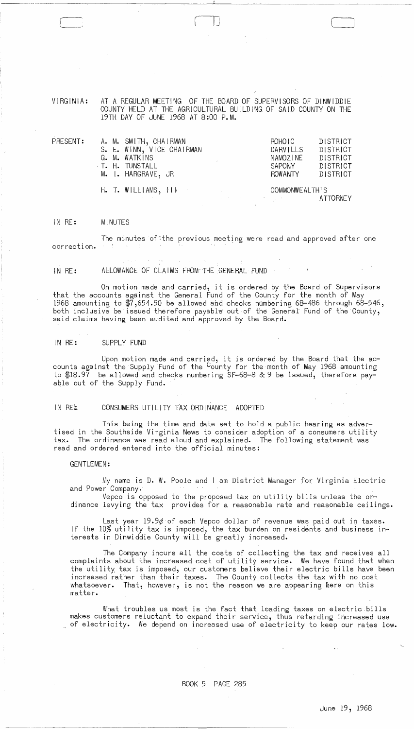VIRGINIA: AT A REGULAR MEETING OF THE BOARD OF SUPERVISORS OF DINWIDDIE COUNTY HELD AT THE AGRICULTURAL BUILDING OF SAID COUNTY ON THE 19TH DAY OF JUNE 1968 AT 8:00 P.M.

| PRESENT: | | |
|---|---|---|
| | A. M. SMITH, CHAIRMAN | ROHOIC DISTRICT |
| | S. E. WINN, VICE CHAIRMAN | DARVILLS DISTRICT |
| | G. M. WATKINS | NAMOZINE DISTRICT |
| | T. H. TUNSTALL | SAPONY DISTRICT |
| | M. I. HARGRAVE, JR | ROWANTY DISTRICT |
| | H. T. WILLIAMS, III | COMMONWEALTH'S ATTORNEY |

IN RE: MINUTES

The minutes of the previous meeting were read and approved after one correction.

IN RE: ALLOWANCE OF CLAIMS FROM THE GENERAL FUND

On motion made and carried, it is ordered by the Board of Supervisors that the accounts against the General Fund of the County for the month of May 1968 amounting to $7,654.90 be allowed and checks numbering 68-486 through 68-546, both inclusive be issued therefore payable out of the General Fund of the County, said claims having been audited and approved by the Board.

IN RE: SUPPLY FUND

Upon motion made and carried, it is ordered by the Board that the accounts against the Supply Fund of the County for the month of May 1968 amounting to $18.97 be allowed and checks numbering SF-68-8 & 9 be issued, therefore payable out of the Supply Fund.

IN RE: CONSUMERS UTILITY TAX ORDINANCE ADOPTED

This being the time and date set to hold a public hearing as advertised in the Southside Virginia News to consider adoption of a consumers utility tax. The ordinance was read aloud and explained. The following statement was read and ordered entered into the official minutes:

GENTLEMEN:

My name is D. W. Poole and I am District Manager for Virginia Electric and Power Company.

Vepco is opposed to the proposed tax on utility bills unless the ordinance levying the tax provides for a reasonable rate and reasonable ceilings.

Last year 19.9¢ of each Vepco dollar of revenue was paid out in taxes. If the 10% utility tax is imposed, the tax burden on residents and business interests in Dinwiddie County will be greatly increased.

The Company incurs all the costs of collecting the tax and receives all complaints about the increased cost of utility service. We have found that when the utility tax is imposed, our customers believe their electric bills have been increased rather than their taxes. The County collects the tax with no cost whatsoever. That, however, is not the reason we are appearing here on this matter.

What troubles us most is the fact that loading taxes on electric bills makes customers reluctant to expand their service, thus retarding increased use of electricity. We depend on increased use of electricity to keep our rates low.

BOOK 5 PAGE 285

June 19, 1968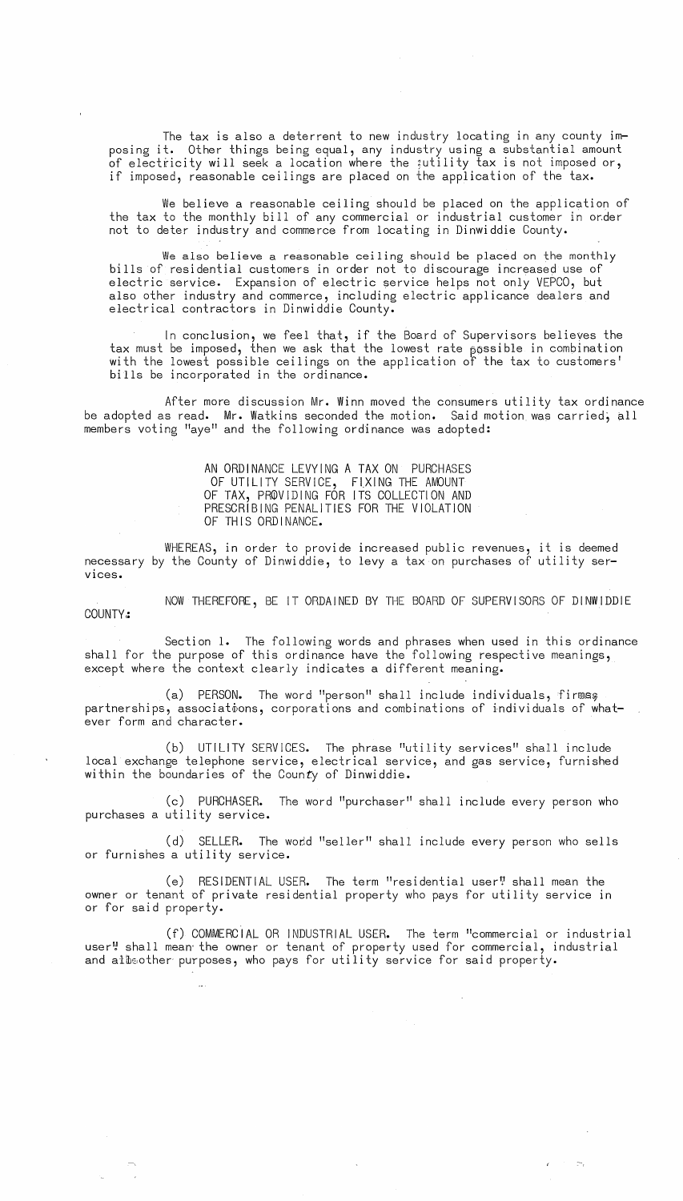The tax is also a deterrent to new industry locating in any county imposing it. Other things being equal, any industry using a substantial amount of electricity will seek a location where the utility tax is not imposed or, if imposed, reasonable ceilings are placed on the application of the tax.

We believe a reasonable ceiling should be placed on the application of the tax to the monthly bill of any commercial or industrial customer in order not to deter industry and commerce from locating in Dinwiddie County.

We also believe a reasonable ceiling should be placed on the monthly bills of residential customers in order not to discourage increased use of electric service. Expansion of electric service helps not only VEPCO, but also other industry and commerce, including electric applicance dealers and electrical contractors in Dinwiddie County.

In conclusion, we feel that, if the Board of Supervisors believes the tax must be imposed, then we ask that the lowest rate possible in combination with the lowest possible ceilings on the application of the tax to customers' bills be incorporated in the ordinance.

After more discussion Mr. Winn moved the consumers utility tax ordinance be adopted as read. Mr. Watkins seconded the motion. Said motion was carried, all members voting "aye" and the following ordinance was adopted:

AN ORDINANCE LEVYING A TAX ON PURCHASES OF UTILITY SERVICE, FIXING THE AMOUNT OF TAX, PROVIDING FOR ITS COLLECTION AND PRESCRIBING PENALITIES FOR THE VIOLATION OF THIS ORDINANCE.

WHEREAS, in order to provide increased public revenues, it is deemed necessary by the County of Dinwiddie, to levy a tax on purchases of utility services.

NOW THEREFORE, BE IT ORDAINED BY THE BOARD OF SUPERVISORS OF DINWIDDIE COUNTY:

Section 1. The following words and phrases when used in this ordinance shall for the purpose of this ordinance have the following respective meanings, except where the context clearly indicates a different meaning.

(a) PERSON. The word "person" shall include individuals, firms, partnerships, associations, corporations and combinations of individuals of whatever form and character.

(b) UTILITY SERVICES. The phrase "utility services" shall include local exchange telephone service, electrical service, and gas service, furnished within the boundaries of the County of Dinwiddie.

(c) PURCHASER. The word "purchaser" shall include every person who purchases a utility service.

(d) SELLER. The word "seller" shall include every person who sells or furnishes a utility service.

(e) RESIDENTIAL USER. The term "residential user" shall mean the owner or tenant of private residential property who pays for utility service in or for said property.

(f) COMMERCIAL OR INDUSTRIAL USER. The term "commercial or industrial user" shall mean the owner or tenant of property used for commercial, industrial and all other purposes, who pays for utility service for said property.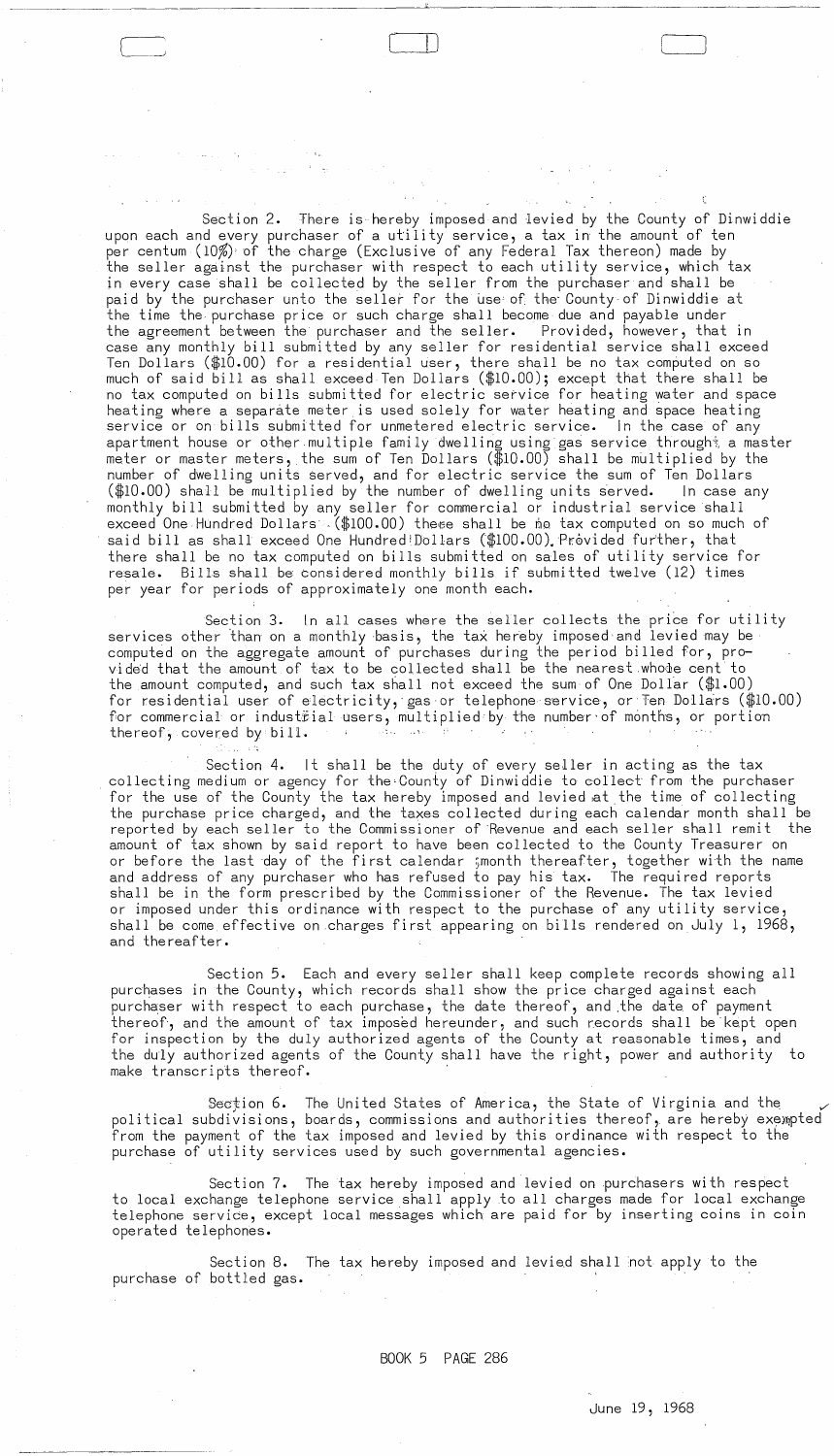Section 2. There is hereby imposed and levied by the County of Dinwiddie upon each and every purchaser of a utility service, a tax in the amount of ten per centum (10%) of the charge (Exclusive of any Federal Tax thereon) made by the seller against the purchaser with respect to each utility service, which tax in every case shall be collected by the seller from the purchaser and shall be paid by the purchaser unto the seller for the use of the County of Dinwiddie at the time the purchase price or such charge shall become due and payable under the agreement between the purchaser and the seller. Provided, however, that in case any monthly bill submitted by any seller for residential service shall exceed Ten Dollars ($10.00) for a residential user, there shall be no tax computed on so much of said bill as shall exceed Ten Dollars ($10.00); except that there shall be no tax computed on bills submitted for electric service for heating water and space heating where a separate meter is used solely for water heating and space heating service or on bills submitted for unmetered electric service. In the case of any apartment house or other multiple family dwelling using gas service through a master meter or master meters, the sum of Ten Dollars ($10.00) shall be multiplied by the number of dwelling units served, and for electric service the sum of Ten Dollars ($10.00) shall be multiplied by the number of dwelling units served. In case any monthly bill submitted by any seller for commercial or industrial service shall exceed One Hundred Dollars ($100.00) there shall be no tax computed on so much of said bill as shall exceed One Hundred Dollars ($100.00). Provided further, that there shall be no tax computed on bills submitted on sales of utility service for resale. Bills shall be considered monthly bills if submitted twelve (12) times per year for periods of approximately one month each.

Section 3. In all cases where the seller collects the price for utility services other than on a monthly basis, the tax hereby imposed and levied may be computed on the aggregate amount of purchases during the period billed for, provided that the amount of tax to be collected shall be the nearest whole cent to the amount computed, and such tax shall not exceed the sum of One Dollar ($1.00) for residential user of electricity, gas or telephone service, or Ten Dollars ($10.00) for commercial or industrial users, multiplied by the number of months, or portion thereof, covered by bill.

Section 4. It shall be the duty of every seller in acting as the tax collecting medium or agency for the County of Dinwiddie to collect from the purchaser for the use of the County the tax hereby imposed and levied at the time of collecting the purchase price charged, and the taxes collected during each calendar month shall be reported by each seller to the Commissioner of Revenue and each seller shall remit the amount of tax shown by said report to have been collected to the County Treasurer on or before the last day of the first calendar month thereafter, together with the name and address of any purchaser who has refused to pay his tax. The required reports shall be in the form prescribed by the Commissioner of the Revenue. The tax levied or imposed under this ordinance with respect to the purchase of any utility service, shall be come effective on charges first appearing on bills rendered on July 1, 1968, and thereafter.

Section 5. Each and every seller shall keep complete records showing all purchases in the County, which records shall show the price charged against each purchaser with respect to each purchase, the date thereof, and the date of payment thereof, and the amount of tax imposed hereunder, and such records shall be kept open for inspection by the duly authorized agents of the County at reasonable times, and the duly authorized agents of the County shall have the right, power and authority to make transcripts thereof.

Section 6. The United States of America, the State of Virginia and the political subdivisions, boards, commissions and authorities thereof, are hereby exempted from the payment of the tax imposed and levied by this ordinance with respect to the purchase of utility services used by such governmental agencies.

Section 7. The tax hereby imposed and levied on purchasers with respect to local exchange telephone service shall apply to all charges made for local exchange telephone service, except local messages which are paid for by inserting coins in coin operated telephones.

Section 8. The tax hereby imposed and levied shall not apply to the purchase of bottled gas.

BOOK 5 PAGE 286

June 19, 1968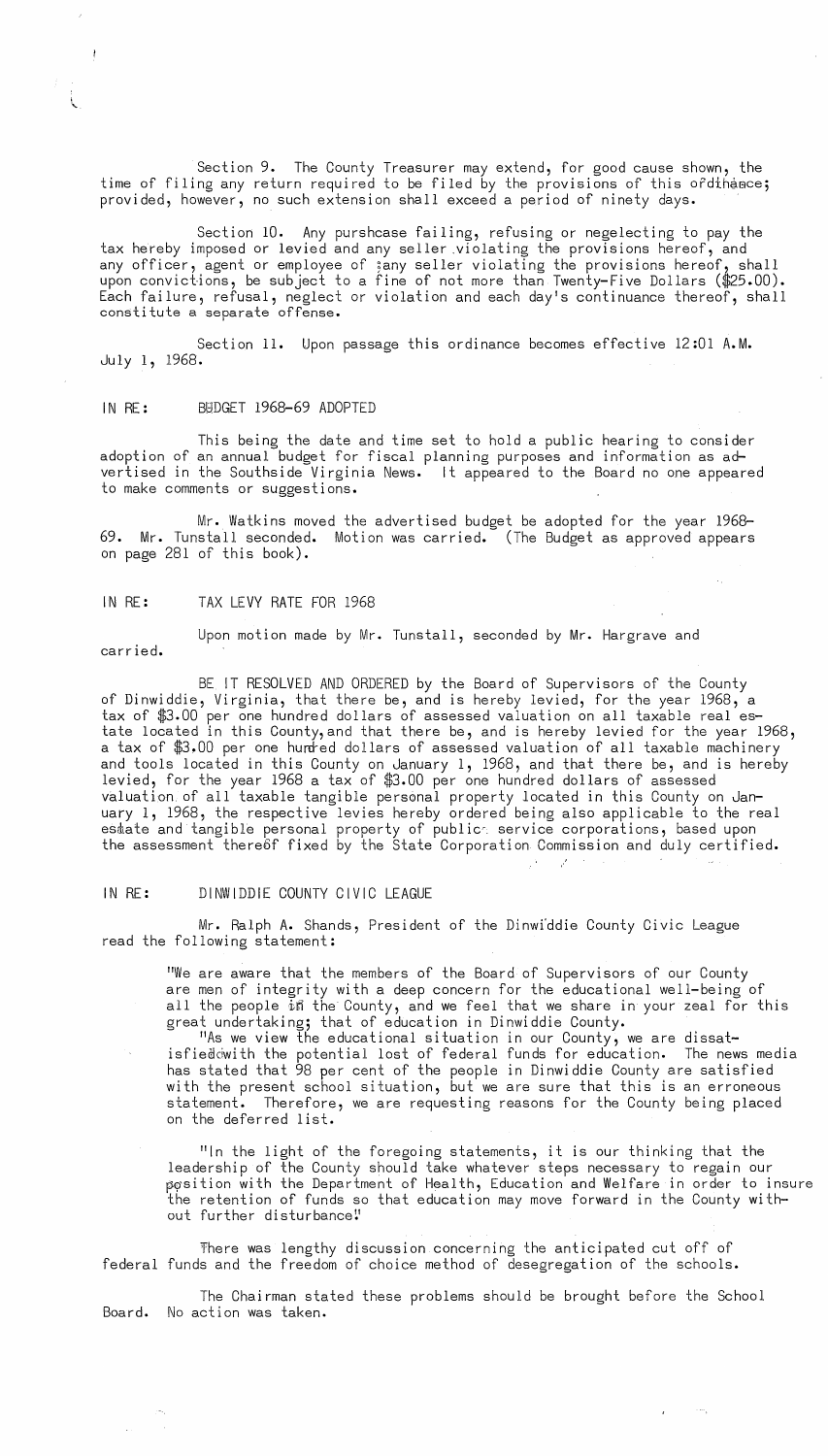Section 9. The County Treasurer may extend, for good cause shown, the time of filing any return required to be filed by the provisions of this ordinance; provided, however, no such extension shall exceed a period of ninety days.

Section 10. Any purshcase failing, refusing or negelecting to pay the tax hereby imposed or levied and any seller violating the provisions hereof, and any officer, agent or employee of any seller violating the provisions hereof, shall upon convictions, be subject to a fine of not more than Twenty-Five Dollars ($25.00). Each failure, refusal, neglect or violation and each day's continuance thereof, shall constitute a separate offense.

Section 11. Upon passage this ordinance becomes effective 12:01 A.M. July 1, 1968.

IN RE: BUDGET 1968-69 ADOPTED

This being the date and time set to hold a public hearing to consider adoption of an annual budget for fiscal planning purposes and information as advertised in the Southside Virginia News. It appeared to the Board no one appeared to make comments or suggestions.

Mr. Watkins moved the advertised budget be adopted for the year 1968-69. Mr. Tunstall seconded. Motion was carried. (The Budget as approved appears on page 281 of this book).

IN RE: TAX LEVY RATE FOR 1968

Upon motion made by Mr. Tunstall, seconded by Mr. Hargrave and carried.

BE IT RESOLVED AND ORDERED by the Board of Supervisors of the County of Dinwiddie, Virginia, that there be, and is hereby levied, for the year 1968, a tax of $3.00 per one hundred dollars of assessed valuation on all taxable real estate located in this County, and that there be, and is hereby levied for the year 1968, a tax of $3.00 per one hundred dollars of assessed valuation of all taxable machinery and tools located in this County on January 1, 1968, and that there be, and is hereby levied, for the year 1968 a tax of $3.00 per one hundred dollars of assessed valuation of all taxable tangible personal property located in this County on January 1, 1968, the respective levies hereby ordered being also applicable to the real estate and tangible personal property of public service corporations, based upon the assessment thereof fixed by the State Corporation Commission and duly certified.

IN RE: DINWIDDIE COUNTY CIVIC LEAGUE

Mr. Ralph A. Shands, President of the Dinwiddie County Civic League read the following statement:

> "We are aware that the members of the Board of Supervisors of our County are men of integrity with a deep concern for the educational well-being of all the people in the County, and we feel that we share in your zeal for this great undertaking; that of education in Dinwiddie County.
>
> "As we view the educational situation in our County, we are dissatisfied with the potential lost of federal funds for education. The news media has stated that 98 per cent of the people in Dinwiddie County are satisfied with the present school situation, but we are sure that this is an erroneous statement. Therefore, we are requesting reasons for the County being placed on the deferred list.
>
> "In the light of the foregoing statements, it is our thinking that the leadership of the County should take whatever steps necessary to regain our position with the Department of Health, Education and Welfare in order to insure the retention of funds so that education may move forward in the County without further disturbance."

There was lengthy discussion concerning the anticipated cut off of federal funds and the freedom of choice method of desegregation of the schools.

The Chairman stated these problems should be brought before the School Board. No action was taken.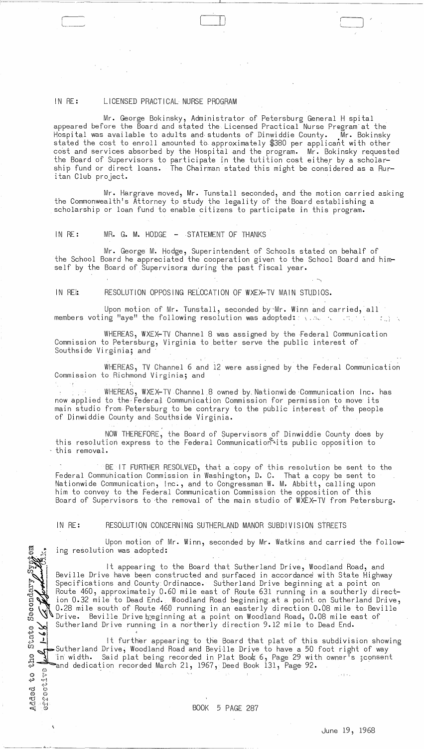IN RE: LICENSED PRACTICAL NURSE PROGRAM

Mr. George Bokinsky, Administrator of Petersburg General H spital appeared before the Board and stated the Licensed Practical Nurse Program at the Hospital was available to adults and students of Dinwiddie County. Mr. Bokinsky stated the cost to enroll amounted to approximately $380 per applicant with other cost and services absorbed by the Hospital and the program. Mr. Bokinsky requested the Board of Supervisors to participate in the tutition cost either by a scholarship fund or direct loans. The Chairman stated this might be considered as a Ruritan Club project.

Mr. Hargrave moved, Mr. Tunstall seconded, and the motion carried asking the Commonwealth's Attorney to study the legality of the Board establishing a scholarship or loan fund to enable citizens to participate in this program.

IN RE: MR. G. M. HODGE - STATEMENT OF THANKS

Mr. George M. Hodge, Superintendent of Schools stated on behalf of the School Board he appreciated the cooperation given to the School Board and himself by the Board of Supervisors during the past fiscal year.

IN RE: RESOLUTION OPPOSING RELOCATION OF WXEX-TV MAIN STUDIOS.

Upon motion of Mr. Tunstall, seconded by Mr. Winn and carried, all members voting "aye" the following resolution was adopted:

WHEREAS, WXEX-TV Channel 8 was assigned by the Federal Communication Commission to Petersburg, Virginia to better serve the public interest of Southside Virginia; and

WHEREAS, TV Channel 6 and 12 were assigned by the Federal Communication Commission to Richmond Virginia; and

WHEREAS, WXEX-TV Channel 8 owned by Nationwide Communication Inc. has now applied to the Federal Communication Commission for permission to move its main studio from Petersburg to be contrary to the public interest of the people of Dinwiddie County and Southside Virginia.

NOW THEREFORE, the Board of Supervisors of Dinwiddie County does by this resolution express to the Federal Communication its public opposition to this removal.

BE IT FURTHER RESOLVED, that a copy of this resolution be sent to the Federal Communication Commission in Washington, D. C. That a copy be sent to Nationwide Communication, Inc., and to Congressman W. M. Abbitt, calling upon him to convey to the Federal Communication Commission the opposition of this Board of Supervisors to the removal of the main studio of WXEX-TV from Petersburg.

IN RE: RESOLUTION CONCERNING SUTHERLAND MANOR SUBDIVISION STREETS

Upon motion of Mr. Winn, seconded by Mr. Watkins and carried the following resolution was adopted:

It appearing to the Board that Sutherland Drive, Woodland Road, and Beville Drive have been constructed and surfaced in accordance with State Highway Specifications and County Ordinance. Sutherland Drive beginning at a point on Route 460, approximately 0.60 mile east of Route 631 running in a southerly direction 0.32 mile to Dead End. Woodland Road beginning at a point on Sutherland Drive, 0.28 mile south of Route 460 running in an easterly direction 0.08 mile to Beville Drive. Beville Drive beginning at a point on Woodland Road, 0.08 mile east of Sutherland Drive running in a northerly direction 9.12 mile to Dead End.

It further appearing to the Board that plat of this subdivision showing Sutherland Drive, Woodland Road and Beville Drive to have a 50 foot right of way in width. Said plat being recorded in Plat Book 6, Page 29 with owner's consent and dedication recorded March 21, 1967, Deed Book 131, Page 92.

Added to the State Secondary System effective July 1-68 [signature]

BOOK 5 PAGE 287

June 19, 1968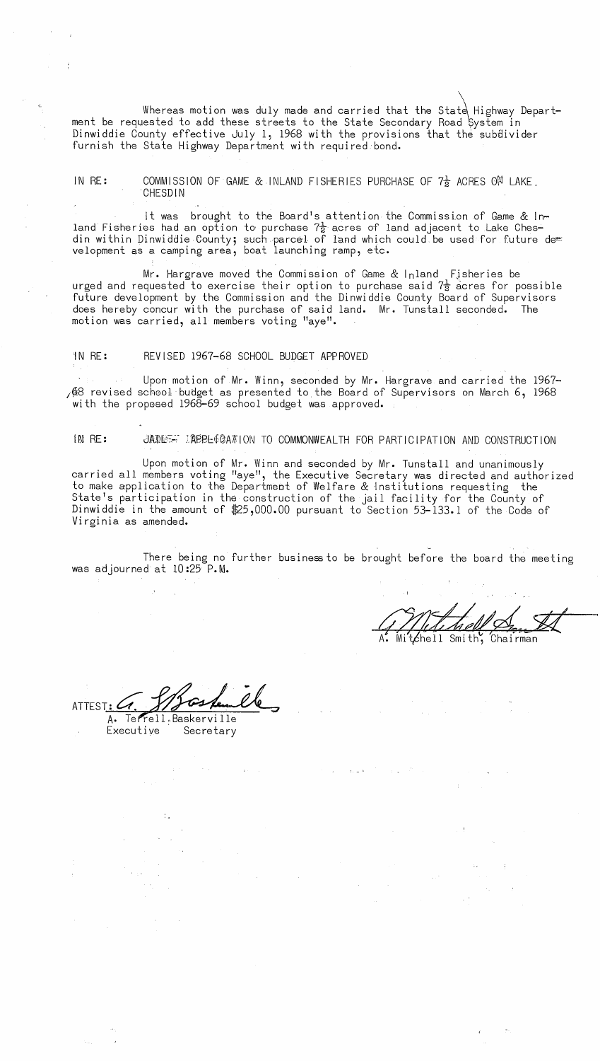Whereas motion was duly made and carried that the State Highway Department be requested to add these streets to the State Secondary Road System in Dinwiddie County effective July 1, 1968 with the provisions that the subdivider furnish the State Highway Department with required bond.

IN RE: COMMISSION OF GAME & INLAND FISHERIES PURCHASE OF $7\frac{1}{2}$ ACRES ON LAKE CHESDIN

It was brought to the Board's attention the Commission of Game & Inland Fisheries had an option to purchase $7\frac{1}{2}$ acres of land adjacent to Lake Chesdin within Dinwiddie County; such parcel of land which could be used for future development as a camping area, boat launching ramp, etc.

Mr. Hargrave moved the Commission of Game & Inland Fisheries be urged and requested to exercise their option to purchase said $7\frac{1}{2}$ acres for possible future development by the Commission and the Dinwiddie County Board of Supervisors does hereby concur with the purchase of said land. Mr. Tunstall seconded. The motion was carried, all members voting "aye".

IN RE: REVISED 1967-68 SCHOOL BUDGET APPROVED

Upon motion of Mr. Winn, seconded by Mr. Hargrave and carried the 1967-68 revised school budget as presented to the Board of Supervisors on March 6, 1968 with the proposed 1968-69 school budget was approved.

IN RE: JAIL - APPLICATION TO COMMONWEALTH FOR PARTICIPATION AND CONSTRUCTION

Upon motion of Mr. Winn and seconded by Mr. Tunstall and unanimously carried all members voting "aye", the Executive Secretary was directed and authorized to make application to the Department of Welfare & Institutions requesting the State's participation in the construction of the jail facility for the County of Dinwiddie in the amount of $25,000.00 pursuant to Section 53-133.1 of the Code of Virginia as amended.

There being no further business to be brought before the board the meeting was adjourned at 10:25 P.M.

A. Mitchell Smith, Chairman

ATTEST:

A. Terrell Baskerville
Executive Secretary